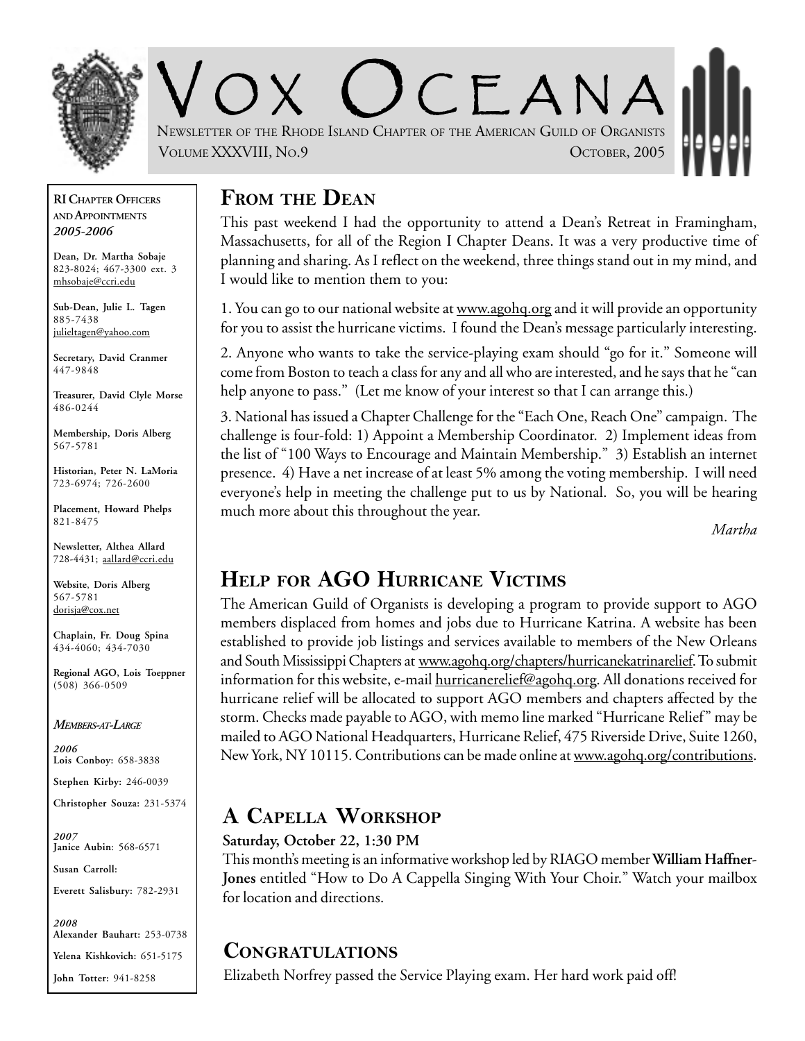# VOX OCEANA

NEWSLETTER OF THE RHODE ISLAND CHAPTER OF THE AMERICAN GUILD OF ORGANISTS

VOLUME XXXVIII, NO.9 — OCTOBER, 2005

## FROM THE DEAN

This past weekend I had the opportunity to attend a Dean's Retreat in Framingham, Massachusetts, for all of the Region I Chapter Deans. It was a very productive time of planning and sharing. As I reflect on the weekend, three things stand out in my mind, and I would like to mention them to you:

1. You can go to our national website at www.agohq.org and it will provide an opportunity for you to assist the hurricane victims. I found the Dean's message particularly interesting.

2. Anyone who wants to take the service-playing exam should "go for it." Someone will come from Boston to teach a class for any and all who are interested, and he says that he "can help anyone to pass." (Let me know of your interest so that I can arrange this.)

3. National has issued a Chapter Challenge for the "Each One, Reach One" campaign. The challenge is four-fold: 1) Appoint a Membership Coordinator. 2) Implement ideas from the list of "100 Ways to Encourage and Maintain Membership." 3) Establish an internet presence. 4) Have a net increase of at least 5% among the voting membership. I will need everyone's help in meeting the challenge put to us by National. So, you will be hearing much more about this throughout the year.

*Martha*

## HELP FOR AGO HURRICANE VICTIMS

The American Guild of Organists is developing a program to provide support to AGO members displaced from homes and jobs due to Hurricane Katrina. A website has been established to provide job listings and services available to members of the New Orleans and South Mississippi Chapters at www.agohq.org/chapters/hurricanekatrinarelief. To submit information for this website, e-mail hurricanerelief@agohq.org. All donations received for hurricane relief will be allocated to support AGO members and chapters affected by the storm. Checks made payable to AGO, with memo line marked "Hurricane Relief" may be mailed to AGO National Headquarters, Hurricane Relief, 475 Riverside Drive, Suite 1260, New York, NY 10115. Contributions can be made online at www.agohq.org/contributions.

## A CAPELLA WORKSHOP

**Saturday, October 22, 1:30 PM**

This month's meeting is an informative workshop led by RIAGO member **William Haffner-Jones** entitled "How to Do A Cappella Singing With Your Choir." Watch your mailbox for location and directions.

## CONGRATULATIONS

Elizabeth Norfrey passed the Service Playing exam. Her hard work paid off!

---

**RI CHAPTER OFFICERS AND APPOINTMENTS**
***2005-2006***

**Dean, Dr. Martha Sobaje**
823-8024; 467-3300 ext. 3
mhsobaje@ccri.edu

**Sub-Dean, Julie L. Tagen**
885-7438
julieltagen@yahoo.com

**Secretary, David Cranmer**
447-9848

**Treasurer, David Clyle Morse**
486-0244

**Membership, Doris Alberg**
567-5781

**Historian, Peter N. LaMoria**
723-6974; 726-2600

**Placement, Howard Phelps**
821-8475

**Newsletter, Althea Allard**
728-4431; aallard@ccri.edu

**Website, Doris Alberg**
567-5781
dorisja@cox.net

**Chaplain, Fr. Doug Spina**
434-4060; 434-7030

**Regional AGO, Lois Toeppner**
(508) 366-0509

***MEMBERS-AT-LARGE***

***2006***

**Lois Conboy:** 658-3838

**Stephen Kirby:** 246-0039

**Christopher Souza:** 231-5374

***2007***

**Janice Aubin**: 568-6571

**Susan Carroll:**

**Everett Salisbury:** 782-2931

***2008***

**Alexander Bauhart:** 253-0738

**Yelena Kishkovich:** 651-5175

**John Totter:** 941-8258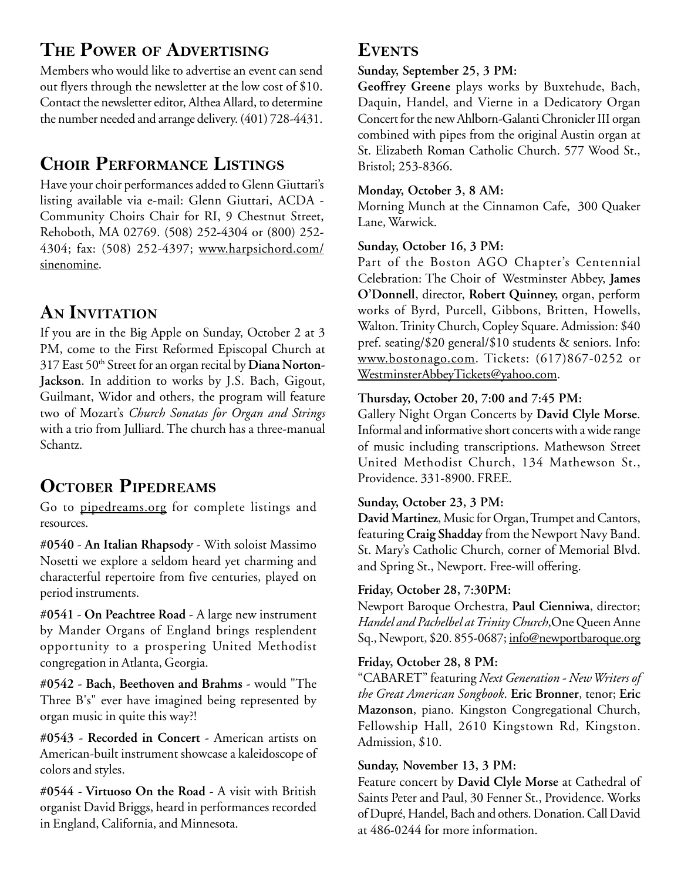## The Power of Advertising

Members who would like to advertise an event can send out flyers through the newsletter at the low cost of $10. Contact the newsletter editor, Althea Allard, to determine the number needed and arrange delivery. (401) 728-4431.

## Choir Performance Listings

Have your choir performances added to Glenn Giuttari's listing available via e-mail: Glenn Giuttari, ACDA - Community Choirs Chair for RI, 9 Chestnut Street, Rehoboth, MA 02769. (508) 252-4304 or (800) 252-4304; fax: (508) 252-4397; www.harpsichord.com/sinenomine.

## An Invitation

If you are in the Big Apple on Sunday, October 2 at 3 PM, come to the First Reformed Episcopal Church at 317 East 50th Street for an organ recital by **Diana Norton-Jackson**. In addition to works by J.S. Bach, Gigout, Guilmant, Widor and others, the program will feature two of Mozart's *Church Sonatas for Organ and Strings* with a trio from Julliard. The church has a three-manual Schantz.

## October Pipedreams

Go to pipedreams.org for complete listings and resources.

**#0540 - An Italian Rhapsody** - With soloist Massimo Nosetti we explore a seldom heard yet charming and characterful repertoire from five centuries, played on period instruments.

**#0541 - On Peachtree Road** - A large new instrument by Mander Organs of England brings resplendent opportunity to a prospering United Methodist congregation in Atlanta, Georgia.

**#0542 - Bach, Beethoven and Brahms** - would "The Three B's" ever have imagined being represented by organ music in quite this way?!

**#0543 - Recorded in Concert** - American artists on American-built instrument showcase a kaleidoscope of colors and styles.

**#0544 - Virtuoso On the Road** - A visit with British organist David Briggs, heard in performances recorded in England, California, and Minnesota.

## Events

**Sunday, September 25, 3 PM:**
**Geoffrey Greene** plays works by Buxtehude, Bach, Daquin, Handel, and Vierne in a Dedicatory Organ Concert for the new Ahlborn-Galanti Chronicler III organ combined with pipes from the original Austin organ at St. Elizabeth Roman Catholic Church. 577 Wood St., Bristol; 253-8366.

**Monday, October 3, 8 AM:**
Morning Munch at the Cinnamon Cafe, 300 Quaker Lane, Warwick.

**Sunday, October 16, 3 PM:**
Part of the Boston AGO Chapter's Centennial Celebration: The Choir of Westminster Abbey, **James O'Donnell**, director, **Robert Quinney,** organ, perform works of Byrd, Purcell, Gibbons, Britten, Howells, Walton. Trinity Church, Copley Square. Admission: $40 pref. seating/$20 general/$10 students & seniors. Info: www.bostonago.com. Tickets: (617)867-0252 or WestminsterAbbeyTickets@yahoo.com.

**Thursday, October 20, 7:00 and 7:45 PM:**
Gallery Night Organ Concerts by **David Clyle Morse**. Informal and informative short concerts with a wide range of music including transcriptions. Mathewson Street United Methodist Church, 134 Mathewson St., Providence. 331-8900. FREE.

**Sunday, October 23, 3 PM:**
**David Martinez**, Music for Organ, Trumpet and Cantors, featuring **Craig Shadday** from the Newport Navy Band. St. Mary's Catholic Church, corner of Memorial Blvd. and Spring St., Newport. Free-will offering.

**Friday, October 28, 7:30PM:**
Newport Baroque Orchestra, **Paul Cienniwa**, director; *Handel and Pachelbel at Trinity Church*,One Queen Anne Sq., Newport, $20. 855-0687; info@newportbaroque.org

**Friday, October 28, 8 PM:**
"CABARET" featuring *Next Generation - New Writers of the Great American Songbook*. **Eric Bronner**, tenor; **Eric Mazonson**, piano. Kingston Congregational Church, Fellowship Hall, 2610 Kingstown Rd, Kingston. Admission, $10.

**Sunday, November 13, 3 PM:**
Feature concert by **David Clyle Morse** at Cathedral of Saints Peter and Paul, 30 Fenner St., Providence. Works of Dupré, Handel, Bach and others. Donation. Call David at 486-0244 for more information.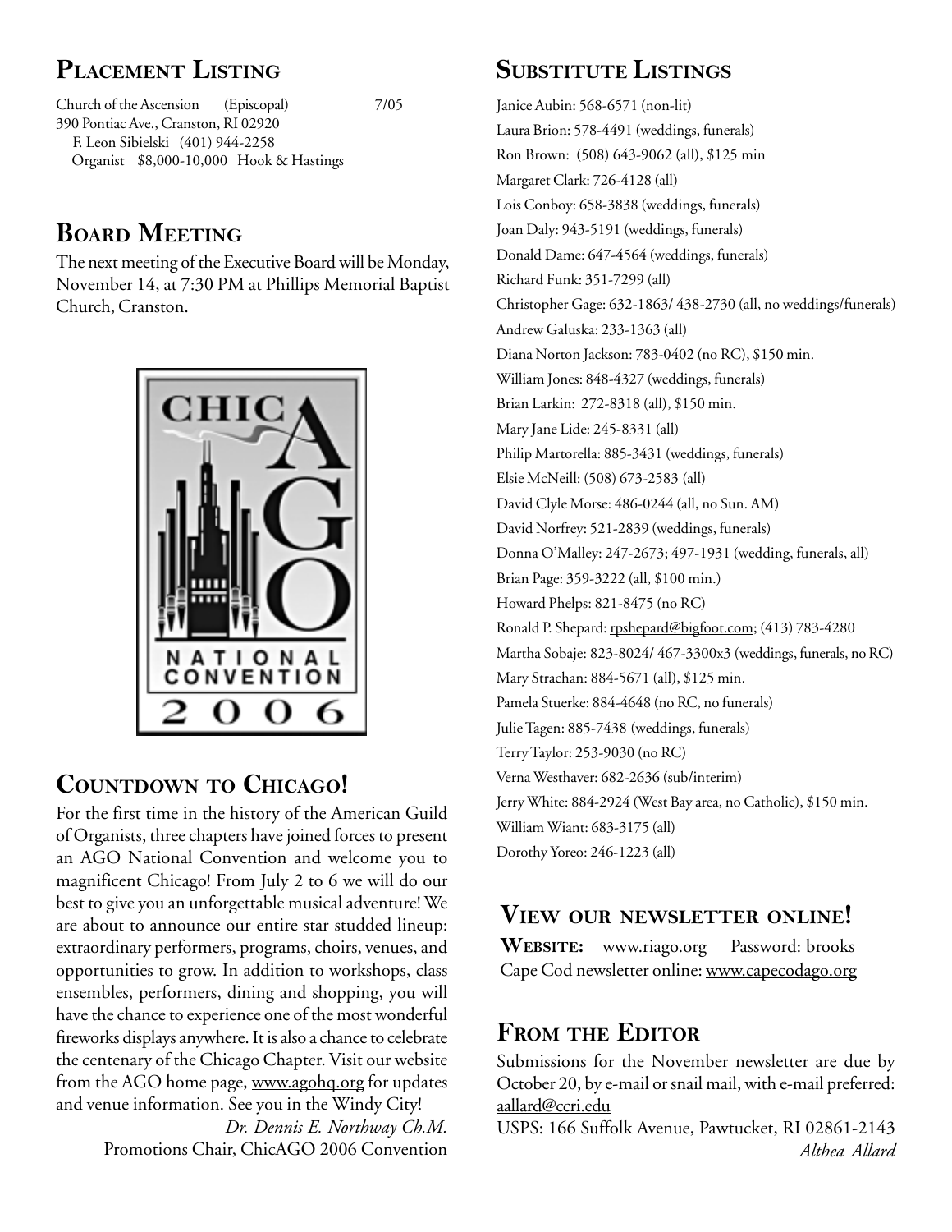## Placement Listing

Church of the Ascension (Episcopal) 7/05
390 Pontiac Ave., Cranston, RI 02920
F. Leon Sibielski (401) 944-2258
Organist $8,000-10,000 Hook & Hastings

## Board Meeting

The next meeting of the Executive Board will be Monday, November 14, at 7:30 PM at Phillips Memorial Baptist Church, Cranston.

CHICAGO
NATIONAL CONVENTION
2006

## Countdown to Chicago!

For the first time in the history of the American Guild of Organists, three chapters have joined forces to present an AGO National Convention and welcome you to magnificent Chicago! From July 2 to 6 we will do our best to give you an unforgettable musical adventure! We are about to announce our entire star studded lineup: extraordinary performers, programs, choirs, venues, and opportunities to grow. In addition to workshops, class ensembles, performers, dining and shopping, you will have the chance to experience one of the most wonderful fireworks displays anywhere. It is also a chance to celebrate the centenary of the Chicago Chapter. Visit our website from the AGO home page, www.agohq.org for updates and venue information. See you in the Windy City!

*Dr. Dennis E. Northway Ch.M.*
Promotions Chair, ChicAGO 2006 Convention

## Substitute Listings

Janice Aubin: 568-6571 (non-lit)
Laura Brion: 578-4491 (weddings, funerals)
Ron Brown: (508) 643-9062 (all), $125 min
Margaret Clark: 726-4128 (all)
Lois Conboy: 658-3838 (weddings, funerals)
Joan Daly: 943-5191 (weddings, funerals)
Donald Dame: 647-4564 (weddings, funerals)
Richard Funk: 351-7299 (all)
Christopher Gage: 632-1863/ 438-2730 (all, no weddings/funerals)
Andrew Galuska: 233-1363 (all)
Diana Norton Jackson: 783-0402 (no RC), $150 min.
William Jones: 848-4327 (weddings, funerals)
Brian Larkin: 272-8318 (all), $150 min.
Mary Jane Lide: 245-8331 (all)
Philip Martorella: 885-3431 (weddings, funerals)
Elsie McNeill: (508) 673-2583 (all)
David Clyle Morse: 486-0244 (all, no Sun. AM)
David Norfrey: 521-2839 (weddings, funerals)
Donna O'Malley: 247-2673; 497-1931 (wedding, funerals, all)
Brian Page: 359-3222 (all, $100 min.)
Howard Phelps: 821-8475 (no RC)
Ronald P. Shepard: rpshepard@bigfoot.com; (413) 783-4280
Martha Sobaje: 823-8024/ 467-3300x3 (weddings, funerals, no RC)
Mary Strachan: 884-5671 (all), $125 min.
Pamela Stuerke: 884-4648 (no RC, no funerals)
Julie Tagen: 885-7438 (weddings, funerals)
Terry Taylor: 253-9030 (no RC)
Verna Westhaver: 682-2636 (sub/interim)
Jerry White: 884-2924 (West Bay area, no Catholic), $150 min.
William Wiant: 683-3175 (all)
Dorothy Yoreo: 246-1223 (all)

## View our newsletter online!

**Website:** www.riago.org Password: brooks
Cape Cod newsletter online: www.capecodago.org

## From the Editor

Submissions for the November newsletter are due by October 20, by e-mail or snail mail, with e-mail preferred: aallard@ccri.edu
USPS: 166 Suffolk Avenue, Pawtucket, RI 02861-2143

*Althea Allard*